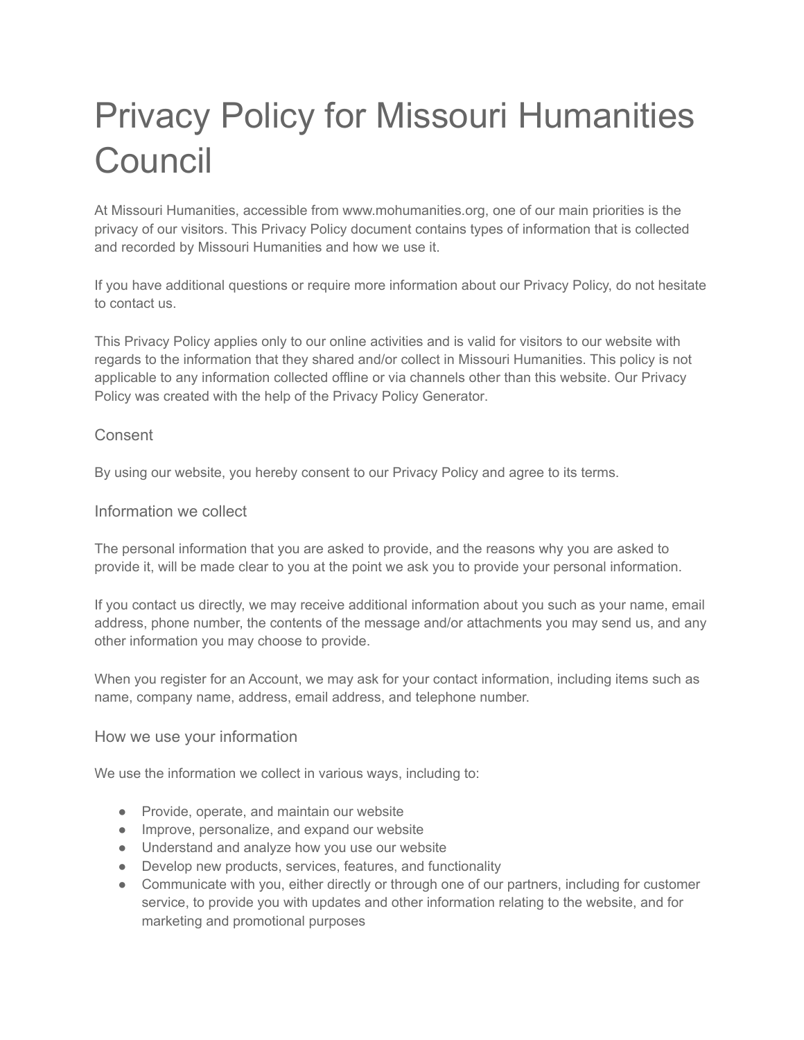# Privacy Policy for Missouri Humanities Council

At Missouri Humanities, accessible from www.mohumanities.org, one of our main priorities is the privacy of our visitors. This Privacy Policy document contains types of information that is collected and recorded by Missouri Humanities and how we use it.

If you have additional questions or require more information about our Privacy Policy, do not hesitate to contact us.

This Privacy Policy applies only to our online activities and is valid for visitors to our website with regards to the information that they shared and/or collect in Missouri Humanities. This policy is not applicable to any information collected offline or via channels other than this website. Our Privacy Policy was created with the help of the Privacy Policy Generator.

## Consent

By using our website, you hereby consent to our Privacy Policy and agree to its terms.

## Information we collect

The personal information that you are asked to provide, and the reasons why you are asked to provide it, will be made clear to you at the point we ask you to provide your personal information.

If you contact us directly, we may receive additional information about you such as your name, email address, phone number, the contents of the message and/or attachments you may send us, and any other information you may choose to provide.

When you register for an Account, we may ask for your contact information, including items such as name, company name, address, email address, and telephone number.

## How we use your information

We use the information we collect in various ways, including to:

- Provide, operate, and maintain our website
- Improve, personalize, and expand our website
- Understand and analyze how you use our website
- Develop new products, services, features, and functionality
- Communicate with you, either directly or through one of our partners, including for customer service, to provide you with updates and other information relating to the website, and for marketing and promotional purposes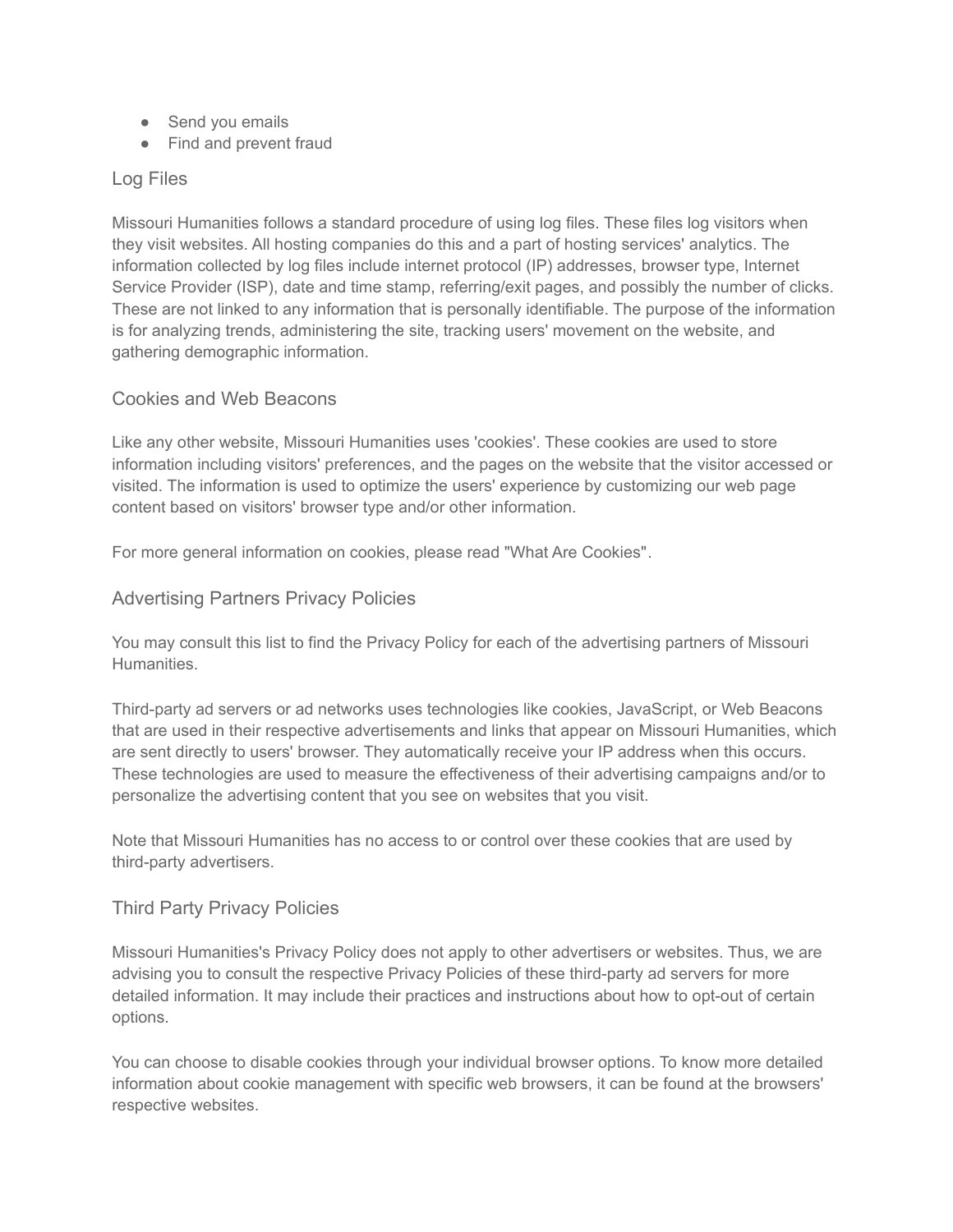- Send you emails
- Find and prevent fraud

## Log Files

Missouri Humanities follows a standard procedure of using log files. These files log visitors when they visit websites. All hosting companies do this and a part of hosting services' analytics. The information collected by log files include internet protocol (IP) addresses, browser type, Internet Service Provider (ISP), date and time stamp, referring/exit pages, and possibly the number of clicks. These are not linked to any information that is personally identifiable. The purpose of the information is for analyzing trends, administering the site, tracking users' movement on the website, and gathering demographic information.

## Cookies and Web Beacons

Like any other website, Missouri Humanities uses 'cookies'. These cookies are used to store information including visitors' preferences, and the pages on the website that the visitor accessed or visited. The information is used to optimize the users' experience by customizing our web page content based on visitors' browser type and/or other information.

For more general information on cookies, please read "What Are Cookies".

## Advertising Partners Privacy Policies

You may consult this list to find the Privacy Policy for each of the advertising partners of Missouri Humanities.

Third-party ad servers or ad networks uses technologies like cookies, JavaScript, or Web Beacons that are used in their respective advertisements and links that appear on Missouri Humanities, which are sent directly to users' browser. They automatically receive your IP address when this occurs. These technologies are used to measure the effectiveness of their advertising campaigns and/or to personalize the advertising content that you see on websites that you visit.

Note that Missouri Humanities has no access to or control over these cookies that are used by third-party advertisers.

## Third Party Privacy Policies

Missouri Humanities's Privacy Policy does not apply to other advertisers or websites. Thus, we are advising you to consult the respective Privacy Policies of these third-party ad servers for more detailed information. It may include their practices and instructions about how to opt-out of certain options.

You can choose to disable cookies through your individual browser options. To know more detailed information about cookie management with specific web browsers, it can be found at the browsers' respective websites.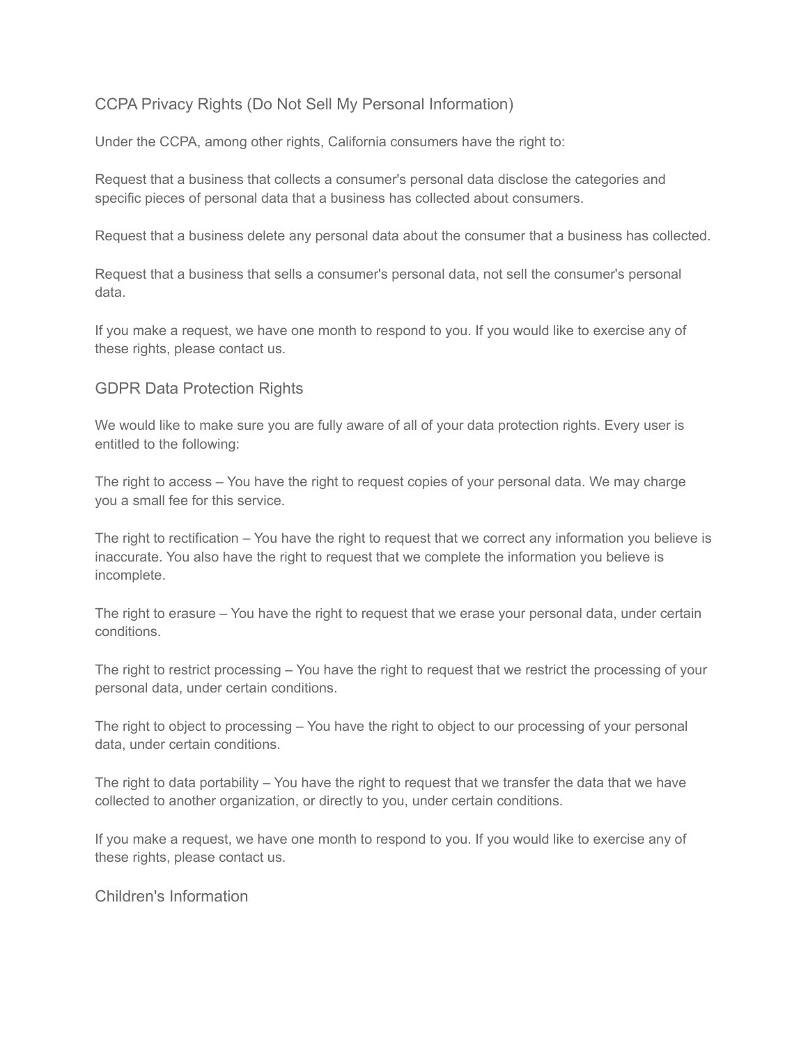## CCPA Privacy Rights (Do Not Sell My Personal Information)

Under the CCPA, among other rights, California consumers have the right to:

Request that a business that collects a consumer's personal data disclose the categories and specific pieces of personal data that a business has collected about consumers.

Request that a business delete any personal data about the consumer that a business has collected.

Request that a business that sells a consumer's personal data, not sell the consumer's personal data.

If you make a request, we have one month to respond to you. If you would like to exercise any of these rights, please contact us.

## GDPR Data Protection Rights

We would like to make sure you are fully aware of all of your data protection rights. Every user is entitled to the following:

The right to access – You have the right to request copies of your personal data. We may charge you a small fee for this service.

The right to rectification – You have the right to request that we correct any information you believe is inaccurate. You also have the right to request that we complete the information you believe is incomplete.

The right to erasure – You have the right to request that we erase your personal data, under certain conditions.

The right to restrict processing – You have the right to request that we restrict the processing of your personal data, under certain conditions.

The right to object to processing – You have the right to object to our processing of your personal data, under certain conditions.

The right to data portability – You have the right to request that we transfer the data that we have collected to another organization, or directly to you, under certain conditions.

If you make a request, we have one month to respond to you. If you would like to exercise any of these rights, please contact us.

## Children's Information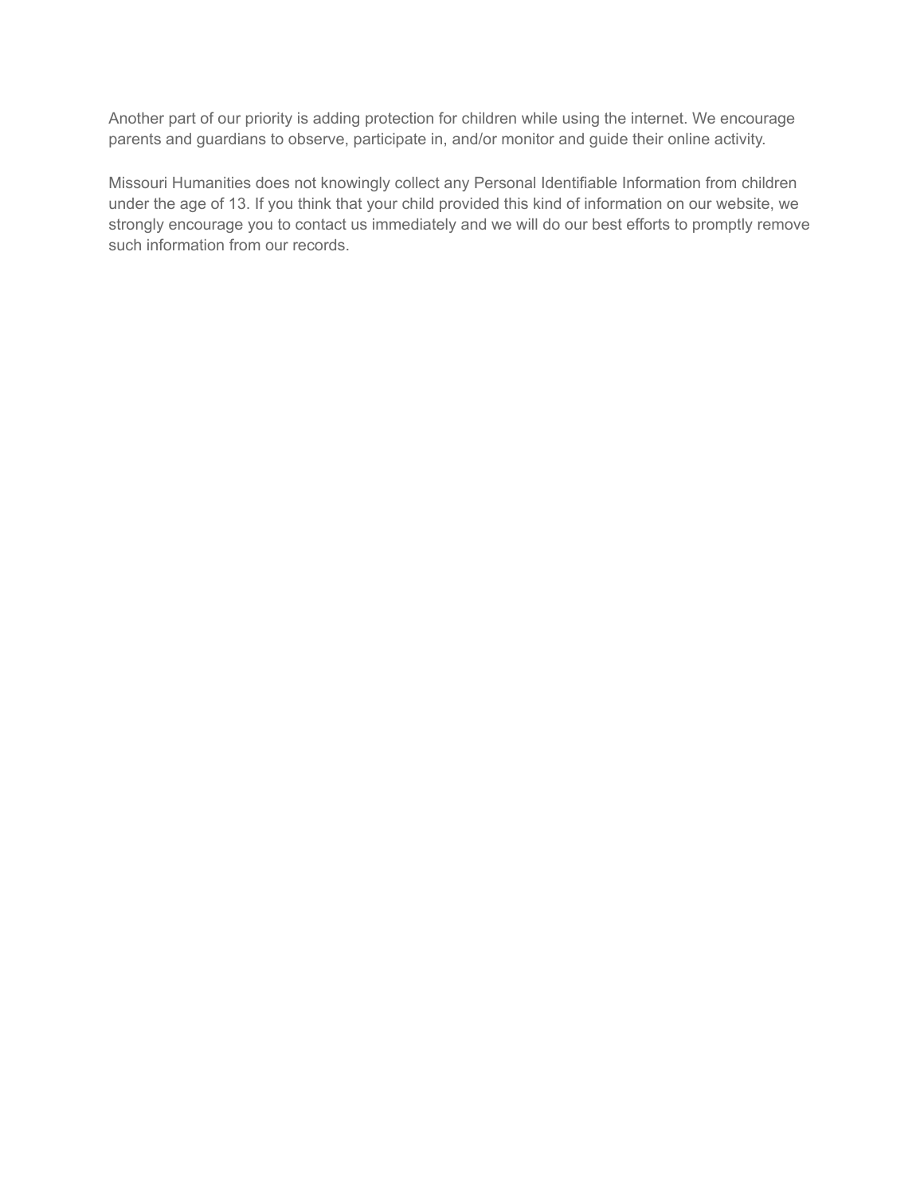Another part of our priority is adding protection for children while using the internet. We encourage parents and guardians to observe, participate in, and/or monitor and guide their online activity.

Missouri Humanities does not knowingly collect any Personal Identifiable Information from children under the age of 13. If you think that your child provided this kind of information on our website, we strongly encourage you to contact us immediately and we will do our best efforts to promptly remove such information from our records.